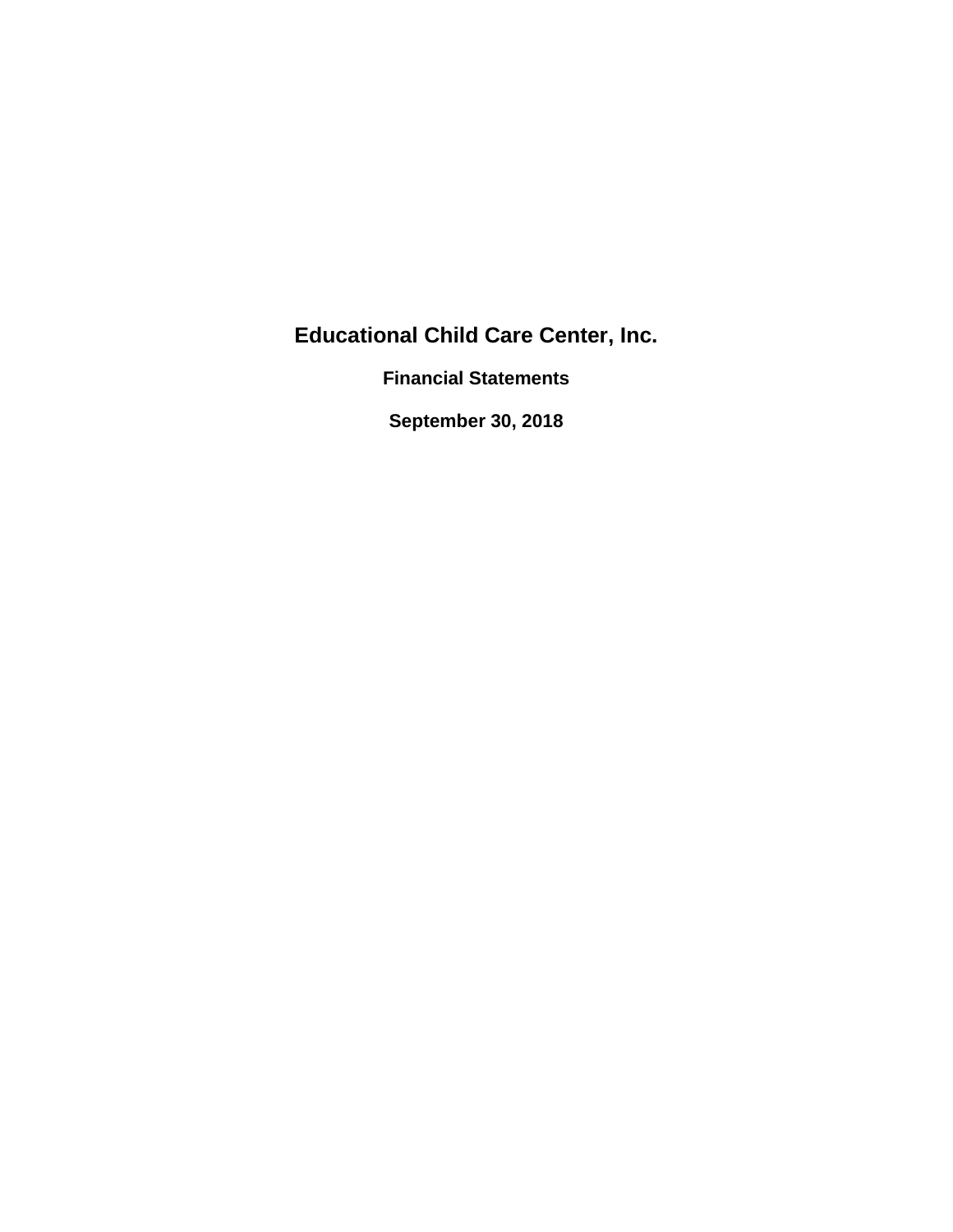# Educational Child Care Center, Inc.

## Financial Statements

## September 30, 2018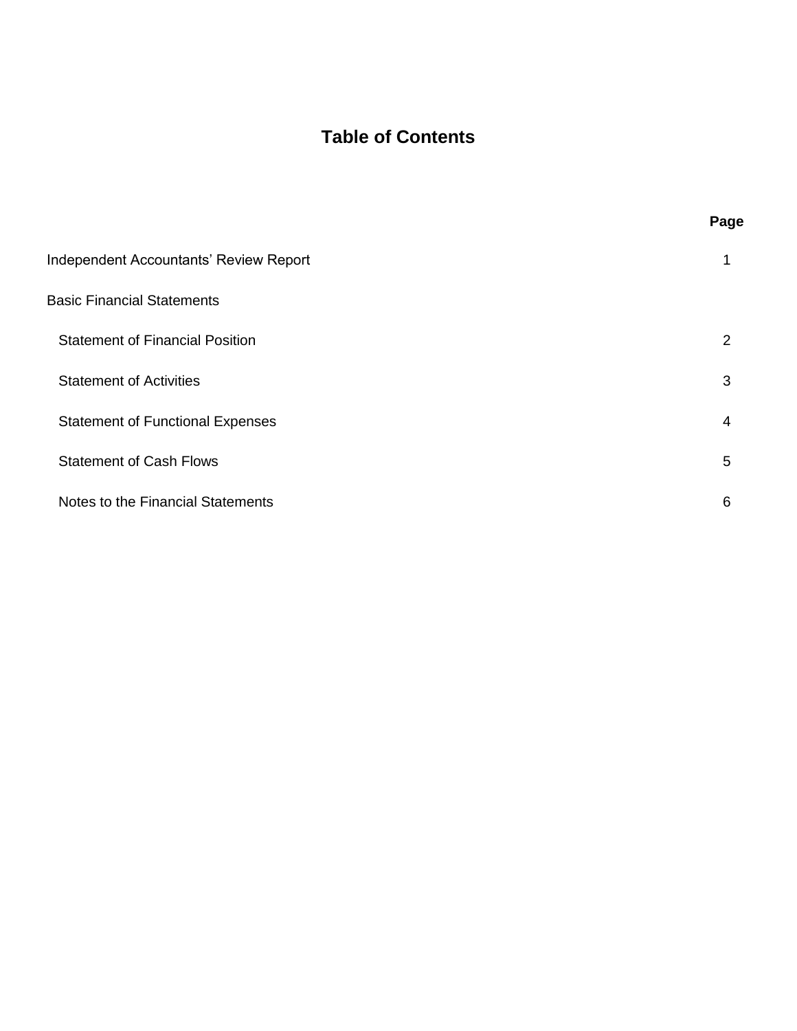# Table of Contents

| | Page |
|---|---|
| Independent Accountants' Review Report | 1 |
| Basic Financial Statements | |
| Statement of Financial Position | 2 |
| Statement of Activities | 3 |
| Statement of Functional Expenses | 4 |
| Statement of Cash Flows | 5 |
| Notes to the Financial Statements | 6 |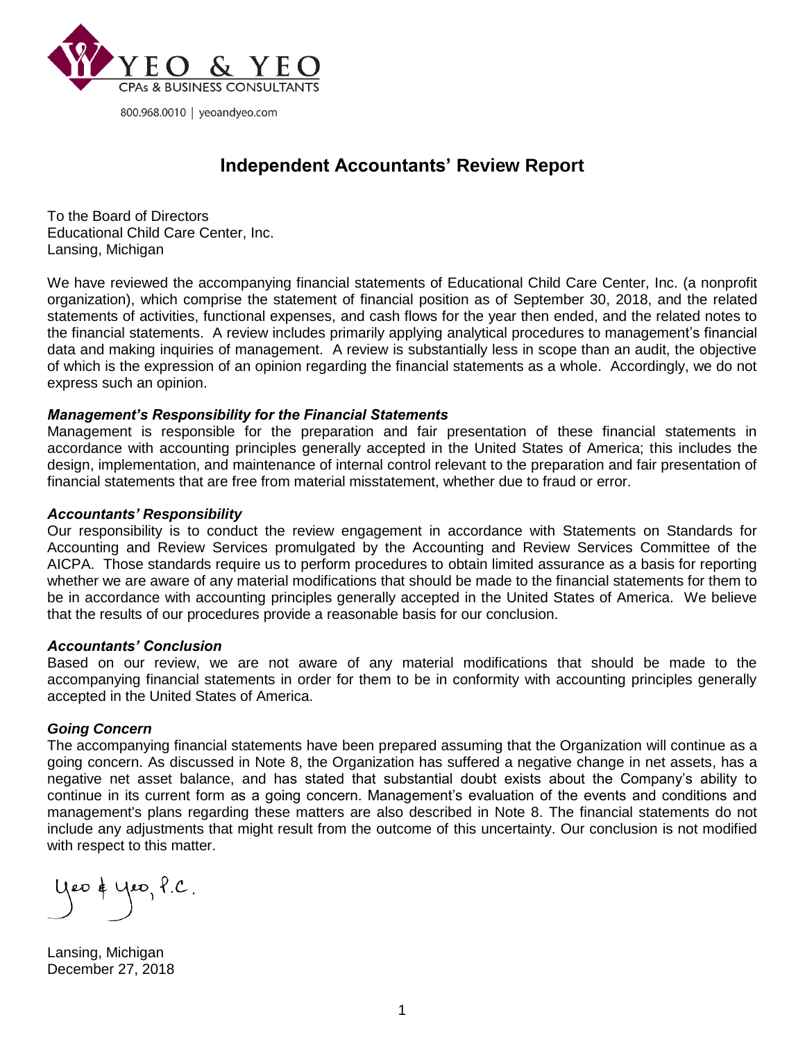YEO & YEO
CPAs & BUSINESS CONSULTANTS

800.968.0010 | yeoandyeo.com

# Independent Accountants' Review Report

To the Board of Directors
Educational Child Care Center, Inc.
Lansing, Michigan

We have reviewed the accompanying financial statements of Educational Child Care Center, Inc. (a nonprofit organization), which comprise the statement of financial position as of September 30, 2018, and the related statements of activities, functional expenses, and cash flows for the year then ended, and the related notes to the financial statements. A review includes primarily applying analytical procedures to management's financial data and making inquiries of management. A review is substantially less in scope than an audit, the objective of which is the expression of an opinion regarding the financial statements as a whole. Accordingly, we do not express such an opinion.

***Management's Responsibility for the Financial Statements***

Management is responsible for the preparation and fair presentation of these financial statements in accordance with accounting principles generally accepted in the United States of America; this includes the design, implementation, and maintenance of internal control relevant to the preparation and fair presentation of financial statements that are free from material misstatement, whether due to fraud or error.

***Accountants' Responsibility***

Our responsibility is to conduct the review engagement in accordance with Statements on Standards for Accounting and Review Services promulgated by the Accounting and Review Services Committee of the AICPA. Those standards require us to perform procedures to obtain limited assurance as a basis for reporting whether we are aware of any material modifications that should be made to the financial statements for them to be in accordance with accounting principles generally accepted in the United States of America. We believe that the results of our procedures provide a reasonable basis for our conclusion.

***Accountants' Conclusion***

Based on our review, we are not aware of any material modifications that should be made to the accompanying financial statements in order for them to be in conformity with accounting principles generally accepted in the United States of America.

***Going Concern***

The accompanying financial statements have been prepared assuming that the Organization will continue as a going concern. As discussed in Note 8, the Organization has suffered a negative change in net assets, has a negative net asset balance, and has stated that substantial doubt exists about the Company's ability to continue in its current form as a going concern. Management's evaluation of the events and conditions and management's plans regarding these matters are also described in Note 8. The financial statements do not include any adjustments that might result from the outcome of this uncertainty. Our conclusion is not modified with respect to this matter.

Yeo & Yeo, P.C.

Lansing, Michigan
December 27, 2018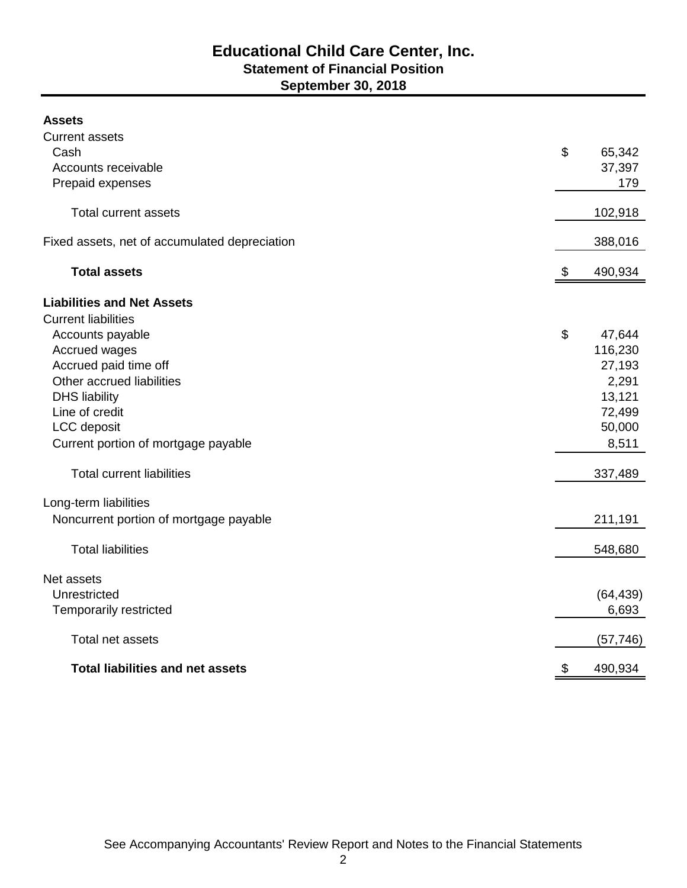# Educational Child Care Center, Inc.
## Statement of Financial Position
### September 30, 2018

| | |
|---|---|
| **Assets** | |
| Current assets | |
| Cash | $ 65,342 |
| Accounts receivable | 37,397 |
| Prepaid expenses | 179 |
| Total current assets | 102,918 |
| Fixed assets, net of accumulated depreciation | 388,016 |
| **Total assets** | $ 490,934 |
| **Liabilities and Net Assets** | |
| Current liabilities | |
| Accounts payable | $ 47,644 |
| Accrued wages | 116,230 |
| Accrued paid time off | 27,193 |
| Other accrued liabilities | 2,291 |
| DHS liability | 13,121 |
| Line of credit | 72,499 |
| LCC deposit | 50,000 |
| Current portion of mortgage payable | 8,511 |
| Total current liabilities | 337,489 |
| Long-term liabilities | |
| Noncurrent portion of mortgage payable | 211,191 |
| Total liabilities | 548,680 |
| Net assets | |
| Unrestricted | (64,439) |
| Temporarily restricted | 6,693 |
| Total net assets | (57,746) |
| **Total liabilities and net assets** | $ 490,934 |

See Accompanying Accountants' Review Report and Notes to the Financial Statements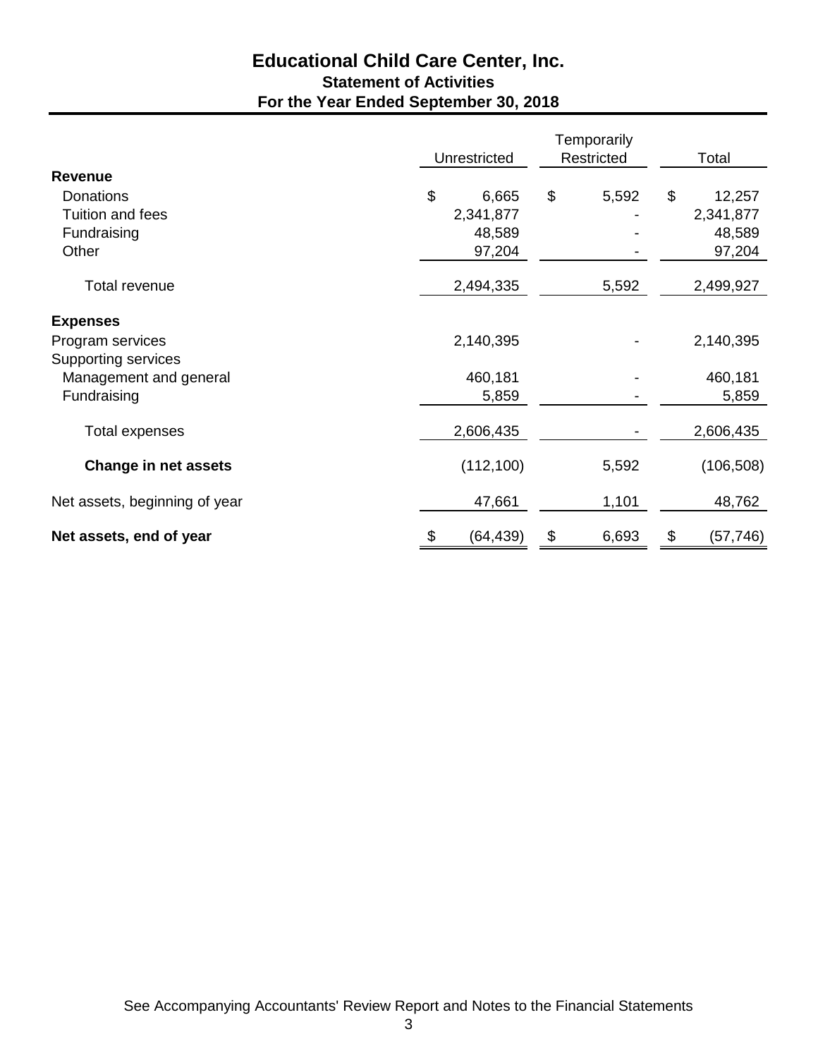# Educational Child Care Center, Inc.

## Statement of Activities

### For the Year Ended September 30, 2018

| | Unrestricted | Temporarily Restricted | Total |
|---|---|---|---|
| **Revenue** | | | |
| Donations | $ 6,665 | $ 5,592 | $ 12,257 |
| Tuition and fees | 2,341,877 | - | 2,341,877 |
| Fundraising | 48,589 | - | 48,589 |
| Other | 97,204 | - | 97,204 |
| Total revenue | 2,494,335 | 5,592 | 2,499,927 |
| **Expenses** | | | |
| Program services | 2,140,395 | - | 2,140,395 |
| Supporting services | | | |
| Management and general | 460,181 | - | 460,181 |
| Fundraising | 5,859 | - | 5,859 |
| Total expenses | 2,606,435 | - | 2,606,435 |
| **Change in net assets** | (112,100) | 5,592 | (106,508) |
| Net assets, beginning of year | 47,661 | 1,101 | 48,762 |
| **Net assets, end of year** | $ (64,439) | $ 6,693 | $ (57,746) |

See Accompanying Accountants' Review Report and Notes to the Financial Statements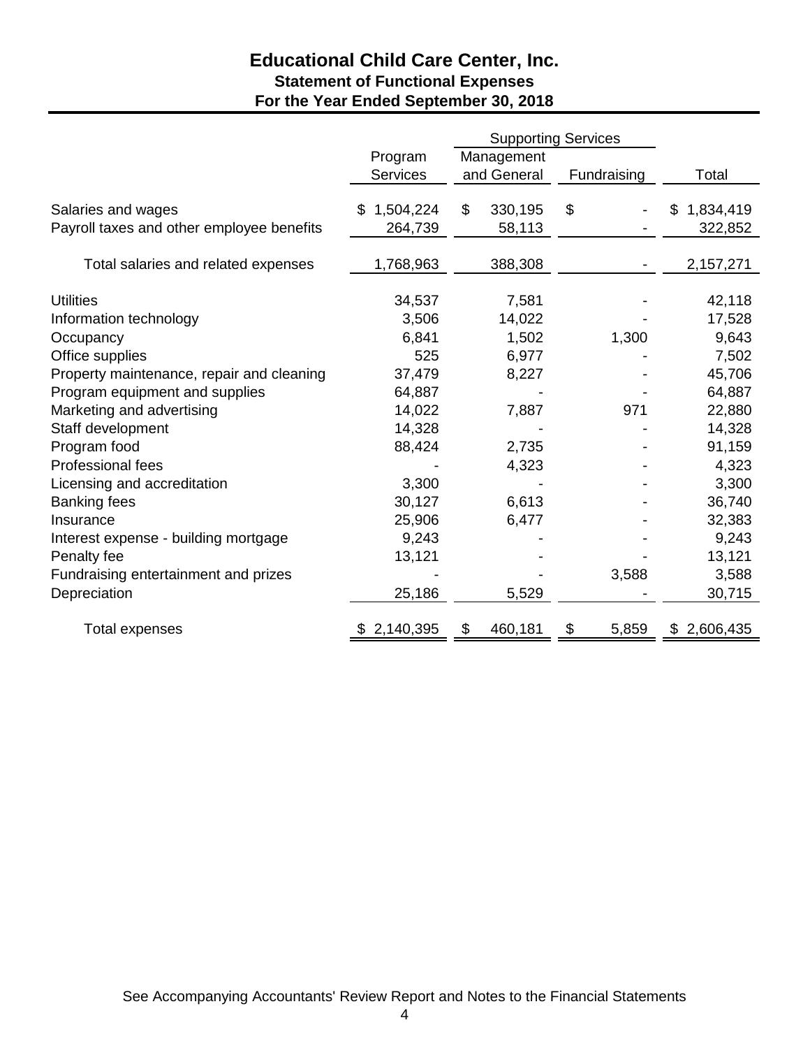# Educational Child Care Center, Inc.
## Statement of Functional Expenses
## For the Year Ended September 30, 2018

| | | Supporting Services | | |
|---|---|---|---|---|
| | Program Services | Management and General | Fundraising | Total |
| Salaries and wages | $ 1,504,224 | $ 330,195 | $ - | $ 1,834,419 |
| Payroll taxes and other employee benefits | 264,739 | 58,113 | - | 322,852 |
| Total salaries and related expenses | 1,768,963 | 388,308 | - | 2,157,271 |
| Utilities | 34,537 | 7,581 | - | 42,118 |
| Information technology | 3,506 | 14,022 | - | 17,528 |
| Occupancy | 6,841 | 1,502 | 1,300 | 9,643 |
| Office supplies | 525 | 6,977 | - | 7,502 |
| Property maintenance, repair and cleaning | 37,479 | 8,227 | - | 45,706 |
| Program equipment and supplies | 64,887 | - | - | 64,887 |
| Marketing and advertising | 14,022 | 7,887 | 971 | 22,880 |
| Staff development | 14,328 | - | - | 14,328 |
| Program food | 88,424 | 2,735 | - | 91,159 |
| Professional fees | - | 4,323 | - | 4,323 |
| Licensing and accreditation | 3,300 | - | - | 3,300 |
| Banking fees | 30,127 | 6,613 | - | 36,740 |
| Insurance | 25,906 | 6,477 | - | 32,383 |
| Interest expense - building mortgage | 9,243 | - | - | 9,243 |
| Penalty fee | 13,121 | - | - | 13,121 |
| Fundraising entertainment and prizes | - | - | 3,588 | 3,588 |
| Depreciation | 25,186 | 5,529 | - | 30,715 |
| Total expenses | $ 2,140,395 | $ 460,181 | $ 5,859 | $ 2,606,435 |

See Accompanying Accountants' Review Report and Notes to the Financial Statements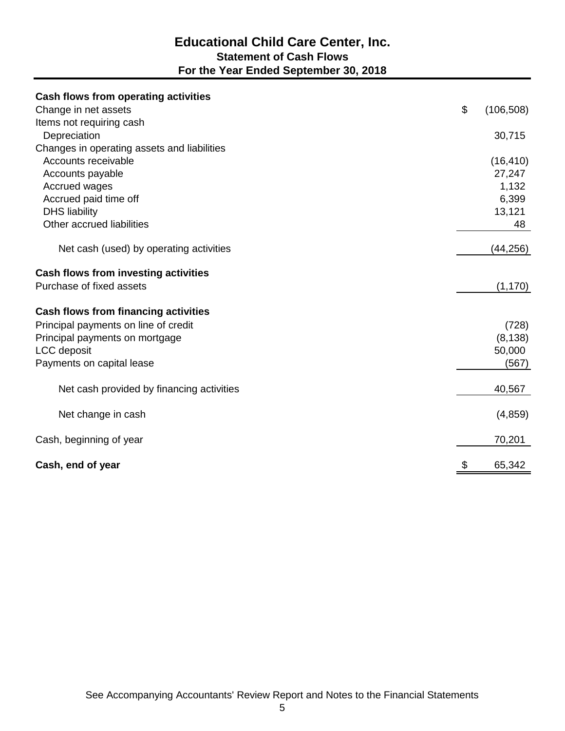# Educational Child Care Center, Inc.
## Statement of Cash Flows
## For the Year Ended September 30, 2018

| | |
|---|---|
| **Cash flows from operating activities** | |
| Change in net assets | $ (106,508) |
| Items not requiring cash | |
| Depreciation | 30,715 |
| Changes in operating assets and liabilities | |
| Accounts receivable | (16,410) |
| Accounts payable | 27,247 |
| Accrued wages | 1,132 |
| Accrued paid time off | 6,399 |
| DHS liability | 13,121 |
| Other accrued liabilities | 48 |
| Net cash (used) by operating activities | (44,256) |
| **Cash flows from investing activities** | |
| Purchase of fixed assets | (1,170) |
| **Cash flows from financing activities** | |
| Principal payments on line of credit | (728) |
| Principal payments on mortgage | (8,138) |
| LCC deposit | 50,000 |
| Payments on capital lease | (567) |
| Net cash provided by financing activities | 40,567 |
| Net change in cash | (4,859) |
| Cash, beginning of year | 70,201 |
| **Cash, end of year** | $ 65,342 |

See Accompanying Accountants' Review Report and Notes to the Financial Statements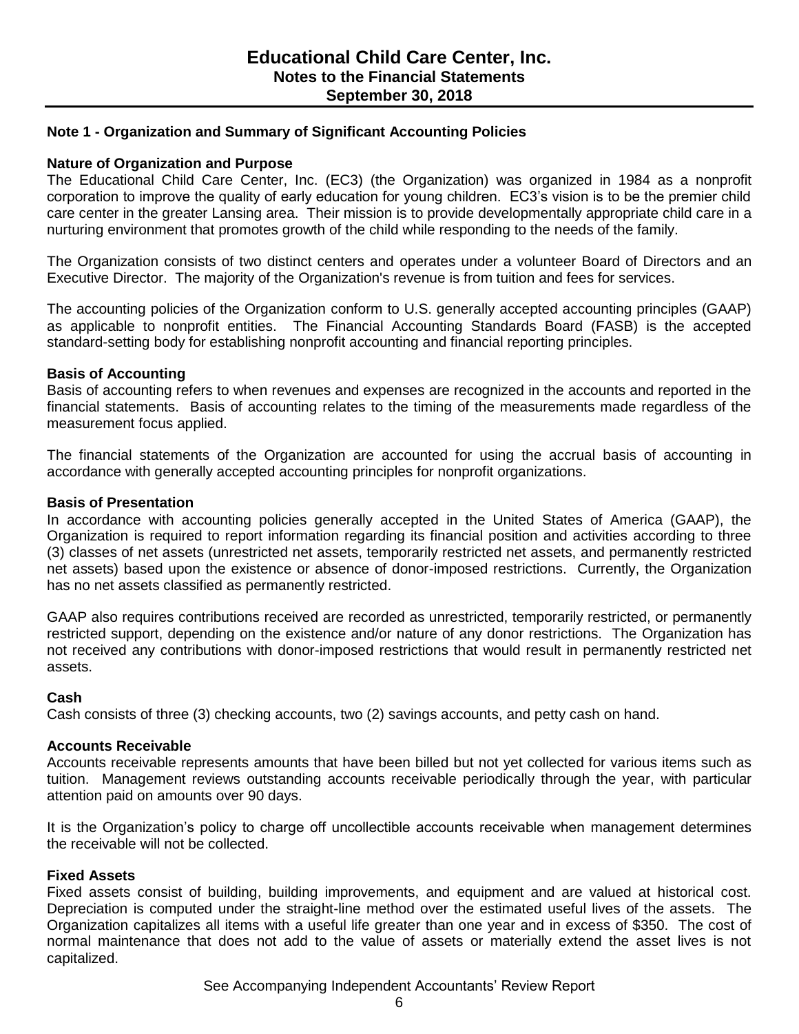# Educational Child Care Center, Inc.
## Notes to the Financial Statements
## September 30, 2018

### Note 1 - Organization and Summary of Significant Accounting Policies

**Nature of Organization and Purpose**

The Educational Child Care Center, Inc. (EC3) (the Organization) was organized in 1984 as a nonprofit corporation to improve the quality of early education for young children. EC3's vision is to be the premier child care center in the greater Lansing area. Their mission is to provide developmentally appropriate child care in a nurturing environment that promotes growth of the child while responding to the needs of the family.

The Organization consists of two distinct centers and operates under a volunteer Board of Directors and an Executive Director. The majority of the Organization's revenue is from tuition and fees for services.

The accounting policies of the Organization conform to U.S. generally accepted accounting principles (GAAP) as applicable to nonprofit entities. The Financial Accounting Standards Board (FASB) is the accepted standard-setting body for establishing nonprofit accounting and financial reporting principles.

**Basis of Accounting**

Basis of accounting refers to when revenues and expenses are recognized in the accounts and reported in the financial statements. Basis of accounting relates to the timing of the measurements made regardless of the measurement focus applied.

The financial statements of the Organization are accounted for using the accrual basis of accounting in accordance with generally accepted accounting principles for nonprofit organizations.

**Basis of Presentation**

In accordance with accounting policies generally accepted in the United States of America (GAAP), the Organization is required to report information regarding its financial position and activities according to three (3) classes of net assets (unrestricted net assets, temporarily restricted net assets, and permanently restricted net assets) based upon the existence or absence of donor-imposed restrictions. Currently, the Organization has no net assets classified as permanently restricted.

GAAP also requires contributions received are recorded as unrestricted, temporarily restricted, or permanently restricted support, depending on the existence and/or nature of any donor restrictions. The Organization has not received any contributions with donor-imposed restrictions that would result in permanently restricted net assets.

**Cash**

Cash consists of three (3) checking accounts, two (2) savings accounts, and petty cash on hand.

**Accounts Receivable**

Accounts receivable represents amounts that have been billed but not yet collected for various items such as tuition. Management reviews outstanding accounts receivable periodically through the year, with particular attention paid on amounts over 90 days.

It is the Organization's policy to charge off uncollectible accounts receivable when management determines the receivable will not be collected.

**Fixed Assets**

Fixed assets consist of building, building improvements, and equipment and are valued at historical cost. Depreciation is computed under the straight-line method over the estimated useful lives of the assets. The Organization capitalizes all items with a useful life greater than one year and in excess of $350. The cost of normal maintenance that does not add to the value of assets or materially extend the asset lives is not capitalized.

See Accompanying Independent Accountants' Review Report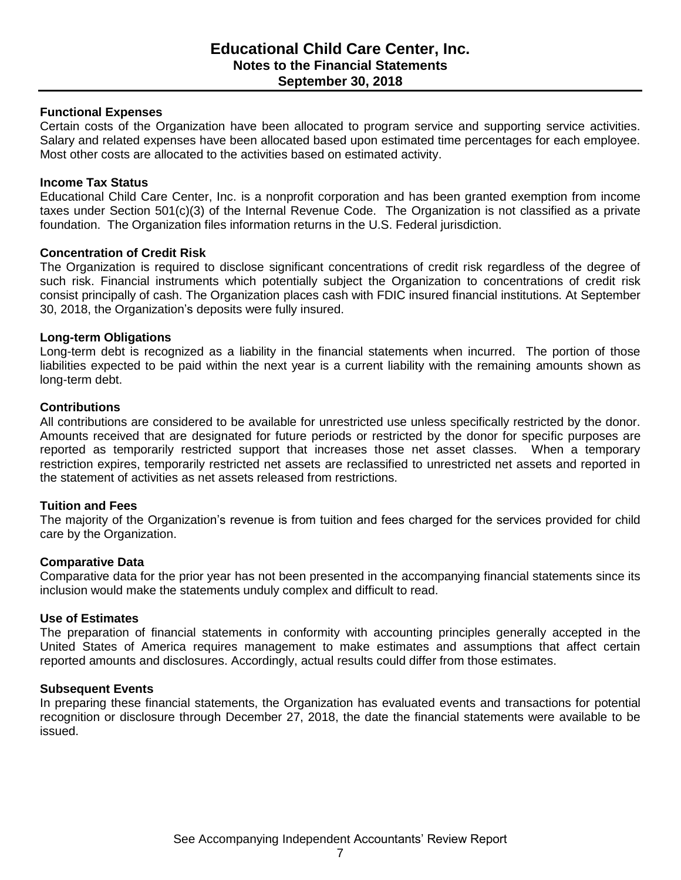**Functional Expenses**
Certain costs of the Organization have been allocated to program service and supporting service activities. Salary and related expenses have been allocated based upon estimated time percentages for each employee. Most other costs are allocated to the activities based on estimated activity.

**Income Tax Status**
Educational Child Care Center, Inc. is a nonprofit corporation and has been granted exemption from income taxes under Section 501(c)(3) of the Internal Revenue Code. The Organization is not classified as a private foundation. The Organization files information returns in the U.S. Federal jurisdiction.

**Concentration of Credit Risk**
The Organization is required to disclose significant concentrations of credit risk regardless of the degree of such risk. Financial instruments which potentially subject the Organization to concentrations of credit risk consist principally of cash. The Organization places cash with FDIC insured financial institutions. At September 30, 2018, the Organization's deposits were fully insured.

**Long-term Obligations**
Long-term debt is recognized as a liability in the financial statements when incurred. The portion of those liabilities expected to be paid within the next year is a current liability with the remaining amounts shown as long-term debt.

**Contributions**
All contributions are considered to be available for unrestricted use unless specifically restricted by the donor. Amounts received that are designated for future periods or restricted by the donor for specific purposes are reported as temporarily restricted support that increases those net asset classes. When a temporary restriction expires, temporarily restricted net assets are reclassified to unrestricted net assets and reported in the statement of activities as net assets released from restrictions.

**Tuition and Fees**
The majority of the Organization's revenue is from tuition and fees charged for the services provided for child care by the Organization.

**Comparative Data**
Comparative data for the prior year has not been presented in the accompanying financial statements since its inclusion would make the statements unduly complex and difficult to read.

**Use of Estimates**
The preparation of financial statements in conformity with accounting principles generally accepted in the United States of America requires management to make estimates and assumptions that affect certain reported amounts and disclosures. Accordingly, actual results could differ from those estimates.

**Subsequent Events**
In preparing these financial statements, the Organization has evaluated events and transactions for potential recognition or disclosure through December 27, 2018, the date the financial statements were available to be issued.

See Accompanying Independent Accountants' Review Report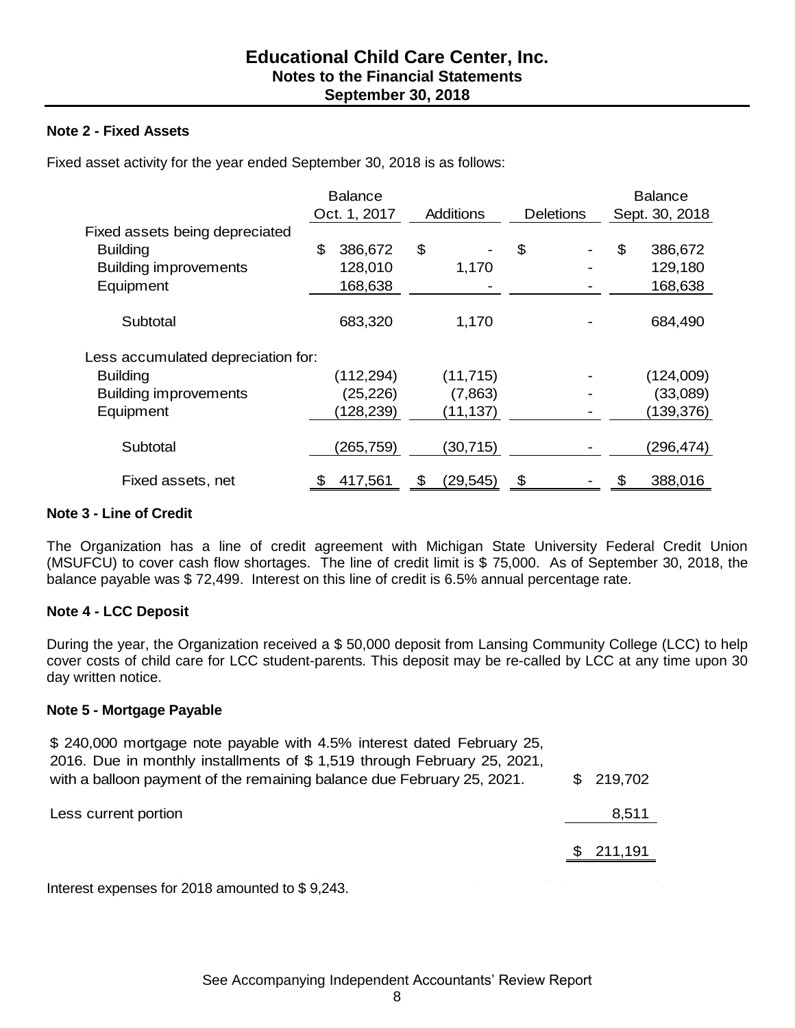# Educational Child Care Center, Inc.
## Notes to the Financial Statements
## September 30, 2018

**Note 2 - Fixed Assets**

Fixed asset activity for the year ended September 30, 2018 is as follows:

| | Balance Oct. 1, 2017 | Additions | Deletions | Balance Sept. 30, 2018 |
|---|---|---|---|---|
| Fixed assets being depreciated | | | | |
| Building | $ 386,672 | $ - | $ - | $ 386,672 |
| Building improvements | 128,010 | 1,170 | - | 129,180 |
| Equipment | 168,638 | - | - | 168,638 |
| Subtotal | 683,320 | 1,170 | - | 684,490 |
| Less accumulated depreciation for: | | | | |
| Building | (112,294) | (11,715) | - | (124,009) |
| Building improvements | (25,226) | (7,863) | - | (33,089) |
| Equipment | (128,239) | (11,137) | - | (139,376) |
| Subtotal | (265,759) | (30,715) | - | (296,474) |
| Fixed assets, net | $ 417,561 | $ (29,545) | $ - | $ 388,016 |

**Note 3 - Line of Credit**

The Organization has a line of credit agreement with Michigan State University Federal Credit Union (MSUFCU) to cover cash flow shortages. The line of credit limit is $ 75,000. As of September 30, 2018, the balance payable was $ 72,499. Interest on this line of credit is 6.5% annual percentage rate.

**Note 4 - LCC Deposit**

During the year, the Organization received a $ 50,000 deposit from Lansing Community College (LCC) to help cover costs of child care for LCC student-parents. This deposit may be re-called by LCC at any time upon 30 day written notice.

**Note 5 - Mortgage Payable**

| | |
|---|---|
| $ 240,000 mortgage note payable with 4.5% interest dated February 25, 2016. Due in monthly installments of $ 1,519 through February 25, 2021, with a balloon payment of the remaining balance due February 25, 2021. | $ 219,702 |
| Less current portion | 8,511 |
| | $ 211,191 |

Interest expenses for 2018 amounted to $ 9,243.

See Accompanying Independent Accountants' Review Report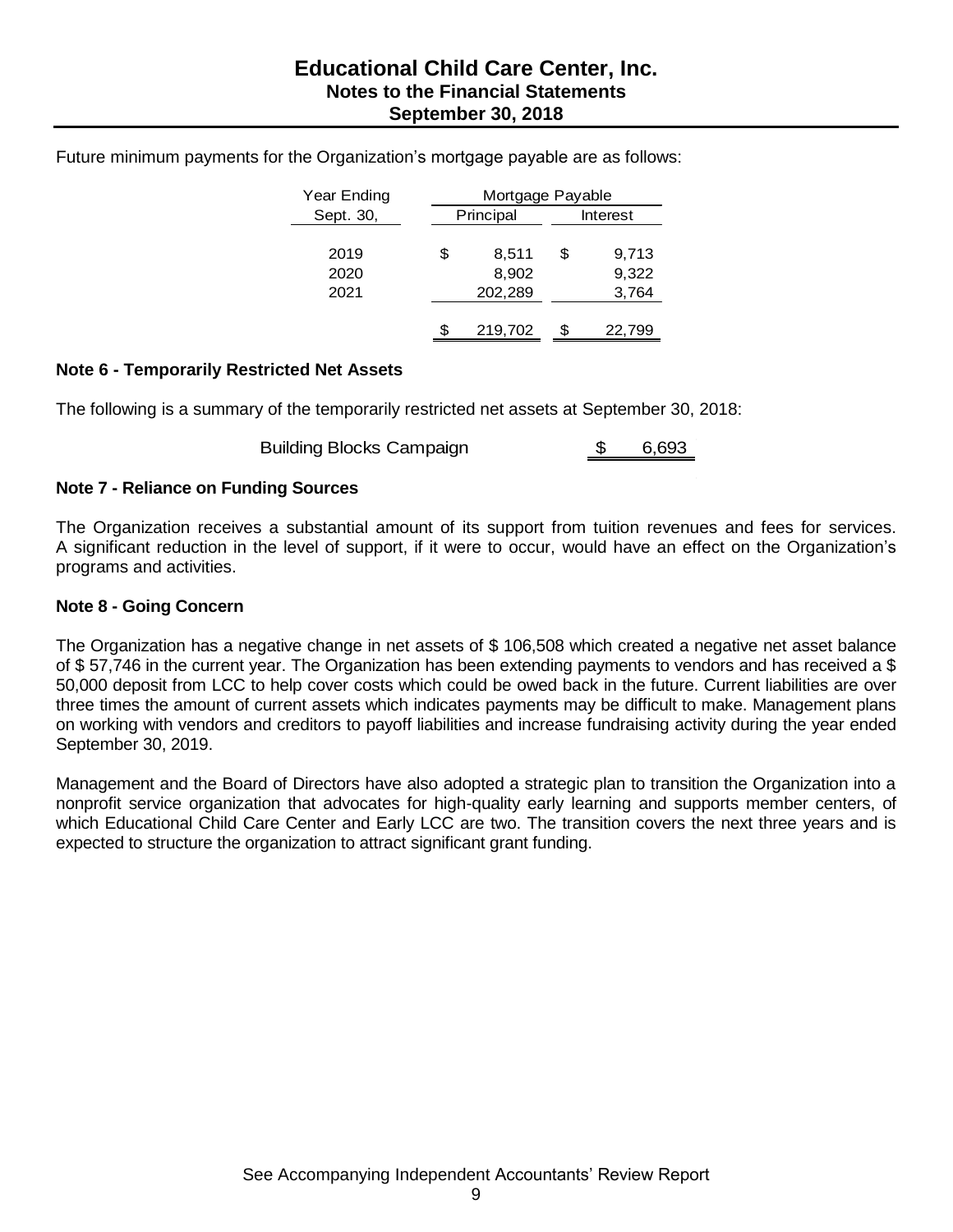Future minimum payments for the Organization's mortgage payable are as follows:

| Year Ending Sept. 30, | Mortgage Payable Principal | Mortgage Payable Interest |
|---|---|---|
| 2019 | $ 8,511 | $ 9,713 |
| 2020 | 8,902 | 9,322 |
| 2021 | 202,289 | 3,764 |
| | $ 219,702 | $ 22,799 |

**Note 6 - Temporarily Restricted Net Assets**

The following is a summary of the temporarily restricted net assets at September 30, 2018:

| | |
|---|---|
| Building Blocks Campaign | $ 6,693 |

**Note 7 - Reliance on Funding Sources**

The Organization receives a substantial amount of its support from tuition revenues and fees for services. A significant reduction in the level of support, if it were to occur, would have an effect on the Organization's programs and activities.

**Note 8 - Going Concern**

The Organization has a negative change in net assets of $ 106,508 which created a negative net asset balance of $ 57,746 in the current year. The Organization has been extending payments to vendors and has received a $ 50,000 deposit from LCC to help cover costs which could be owed back in the future. Current liabilities are over three times the amount of current assets which indicates payments may be difficult to make. Management plans on working with vendors and creditors to payoff liabilities and increase fundraising activity during the year ended September 30, 2019.

Management and the Board of Directors have also adopted a strategic plan to transition the Organization into a nonprofit service organization that advocates for high-quality early learning and supports member centers, of which Educational Child Care Center and Early LCC are two. The transition covers the next three years and is expected to structure the organization to attract significant grant funding.